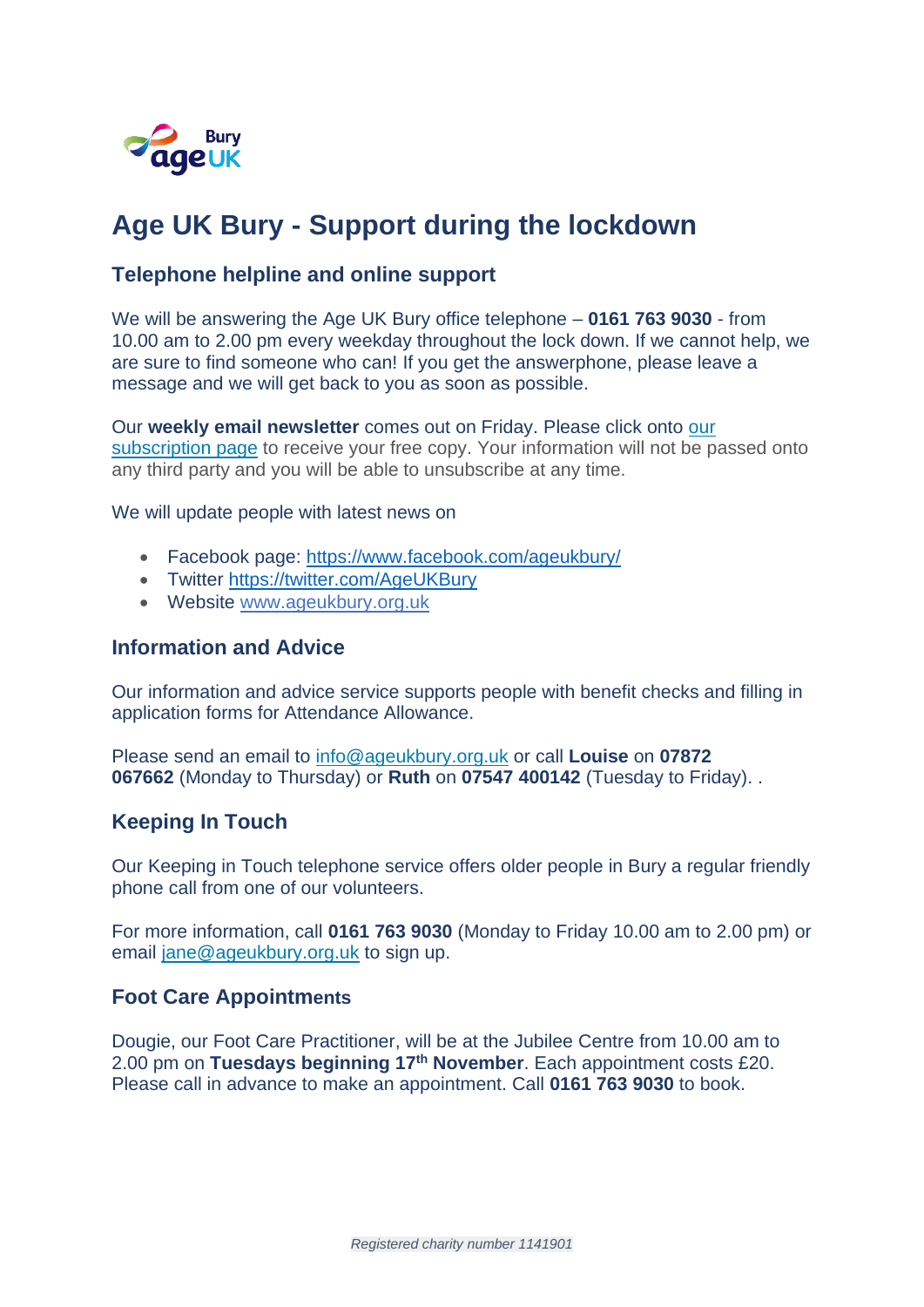# Age UK Bury - Support during the lockdown

## Telephone helpline and online support

We will be answering the Age UK Bury office telephone – **0161 763 9030** - from 10.00 am to 2.00 pm every weekday throughout the lock down. If we cannot help, we are sure to find someone who can! If you get the answerphone, please leave a message and we will get back to you as soon as possible.

Our **weekly email newsletter** comes out on Friday. Please click onto [our subscription page]() to receive your free copy. Your information will not be passed onto any third party and you will be able to unsubscribe at any time.

We will update people with latest news on

- Facebook page: [https://www.facebook.com/ageukbury/](https://www.facebook.com/ageukbury/)
- Twitter [https://twitter.com/AgeUKBury](https://twitter.com/AgeUKBury)
- Website [www.ageukbury.org.uk](http://www.ageukbury.org.uk)

## Information and Advice

Our information and advice service supports people with benefit checks and filling in application forms for Attendance Allowance.

Please send an email to [info@ageukbury.org.uk](mailto:info@ageukbury.org.uk) or call **Louise** on **07872 067662** (Monday to Thursday) or **Ruth** on **07547 400142** (Tuesday to Friday). .

## Keeping In Touch

Our Keeping in Touch telephone service offers older people in Bury a regular friendly phone call from one of our volunteers.

For more information, call **0161 763 9030** (Monday to Friday 10.00 am to 2.00 pm) or email [jane@ageukbury.org.uk](mailto:jane@ageukbury.org.uk) to sign up.

## Foot Care Appointments

Dougie, our Foot Care Practitioner, will be at the Jubilee Centre from 10.00 am to 2.00 pm on **Tuesdays beginning 17th November**. Each appointment costs £20. Please call in advance to make an appointment. Call **0161 763 9030** to book.

*Registered charity number 1141901*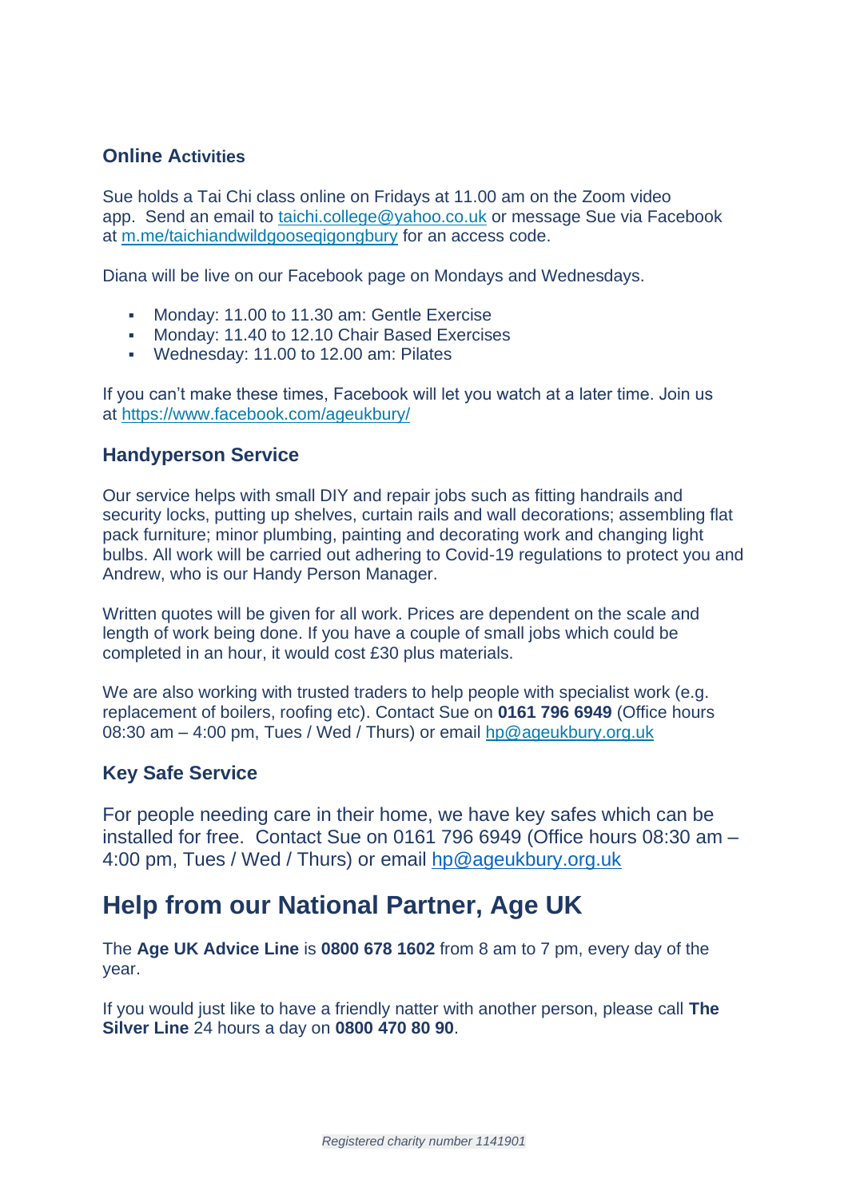### Online Activities

Sue holds a Tai Chi class online on Fridays at 11.00 am on the Zoom video app. Send an email to taichi.college@yahoo.co.uk or message Sue via Facebook at m.me/taichiandwildgooseqigongbury for an access code.

Diana will be live on our Facebook page on Mondays and Wednesdays.

- Monday: 11.00 to 11.30 am: Gentle Exercise
- Monday: 11.40 to 12.10 Chair Based Exercises
- Wednesday: 11.00 to 12.00 am: Pilates

If you can't make these times, Facebook will let you watch at a later time. Join us at https://www.facebook.com/ageukbury/

### Handyperson Service

Our service helps with small DIY and repair jobs such as fitting handrails and security locks, putting up shelves, curtain rails and wall decorations; assembling flat pack furniture; minor plumbing, painting and decorating work and changing light bulbs. All work will be carried out adhering to Covid-19 regulations to protect you and Andrew, who is our Handy Person Manager.

Written quotes will be given for all work. Prices are dependent on the scale and length of work being done. If you have a couple of small jobs which could be completed in an hour, it would cost £30 plus materials.

We are also working with trusted traders to help people with specialist work (e.g. replacement of boilers, roofing etc). Contact Sue on **0161 796 6949** (Office hours 08:30 am – 4:00 pm, Tues / Wed / Thurs) or email hp@ageukbury.org.uk

### Key Safe Service

For people needing care in their home, we have key safes which can be installed for free. Contact Sue on 0161 796 6949 (Office hours 08:30 am – 4:00 pm, Tues / Wed / Thurs) or email hp@ageukbury.org.uk

## Help from our National Partner, Age UK

The **Age UK Advice Line** is **0800 678 1602** from 8 am to 7 pm, every day of the year.

If you would just like to have a friendly natter with another person, please call **The Silver Line** 24 hours a day on **0800 470 80 90**.

*Registered charity number 1141901*